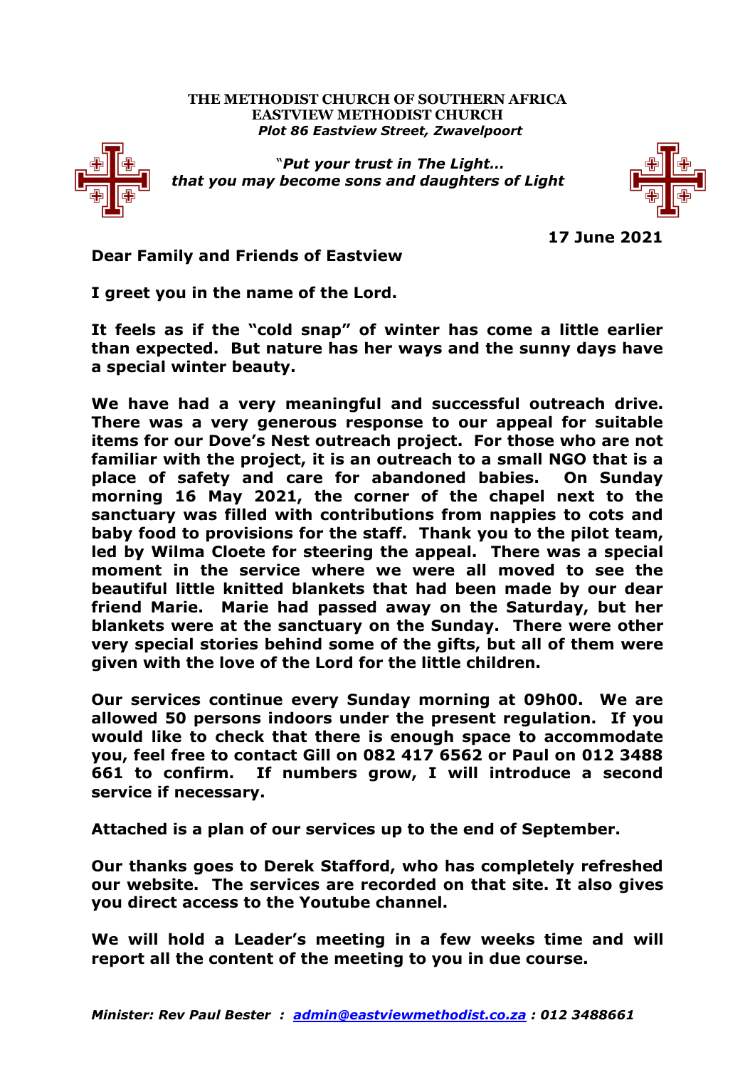**THE METHODIST CHURCH OF SOUTHERN AFRICA**
**EASTVIEW METHODIST CHURCH**
***Plot 86 Eastview Street, Zwavelpoort***

*"Put your trust in The Light…*
*that you may become sons and daughters of Light*

**17 June 2021**

**Dear Family and Friends of Eastview**

**I greet you in the name of the Lord.**

**It feels as if the "cold snap" of winter has come a little earlier than expected. But nature has her ways and the sunny days have a special winter beauty.**

**We have had a very meaningful and successful outreach drive. There was a very generous response to our appeal for suitable items for our Dove's Nest outreach project. For those who are not familiar with the project, it is an outreach to a small NGO that is a place of safety and care for abandoned babies. On Sunday morning 16 May 2021, the corner of the chapel next to the sanctuary was filled with contributions from nappies to cots and baby food to provisions for the staff. Thank you to the pilot team, led by Wilma Cloete for steering the appeal. There was a special moment in the service where we were all moved to see the beautiful little knitted blankets that had been made by our dear friend Marie. Marie had passed away on the Saturday, but her blankets were at the sanctuary on the Sunday. There were other very special stories behind some of the gifts, but all of them were given with the love of the Lord for the little children.**

**Our services continue every Sunday morning at 09h00. We are allowed 50 persons indoors under the present regulation. If you would like to check that there is enough space to accommodate you, feel free to contact Gill on 082 417 6562 or Paul on 012 3488 661 to confirm. If numbers grow, I will introduce a second service if necessary.**

**Attached is a plan of our services up to the end of September.**

**Our thanks goes to Derek Stafford, who has completely refreshed our website. The services are recorded on that site. It also gives you direct access to the Youtube channel.**

**We will hold a Leader's meeting in a few weeks time and will report all the content of the meeting to you in due course.**

***Minister: Rev Paul Bester : admin@eastviewmethodist.co.za : 012 3488661***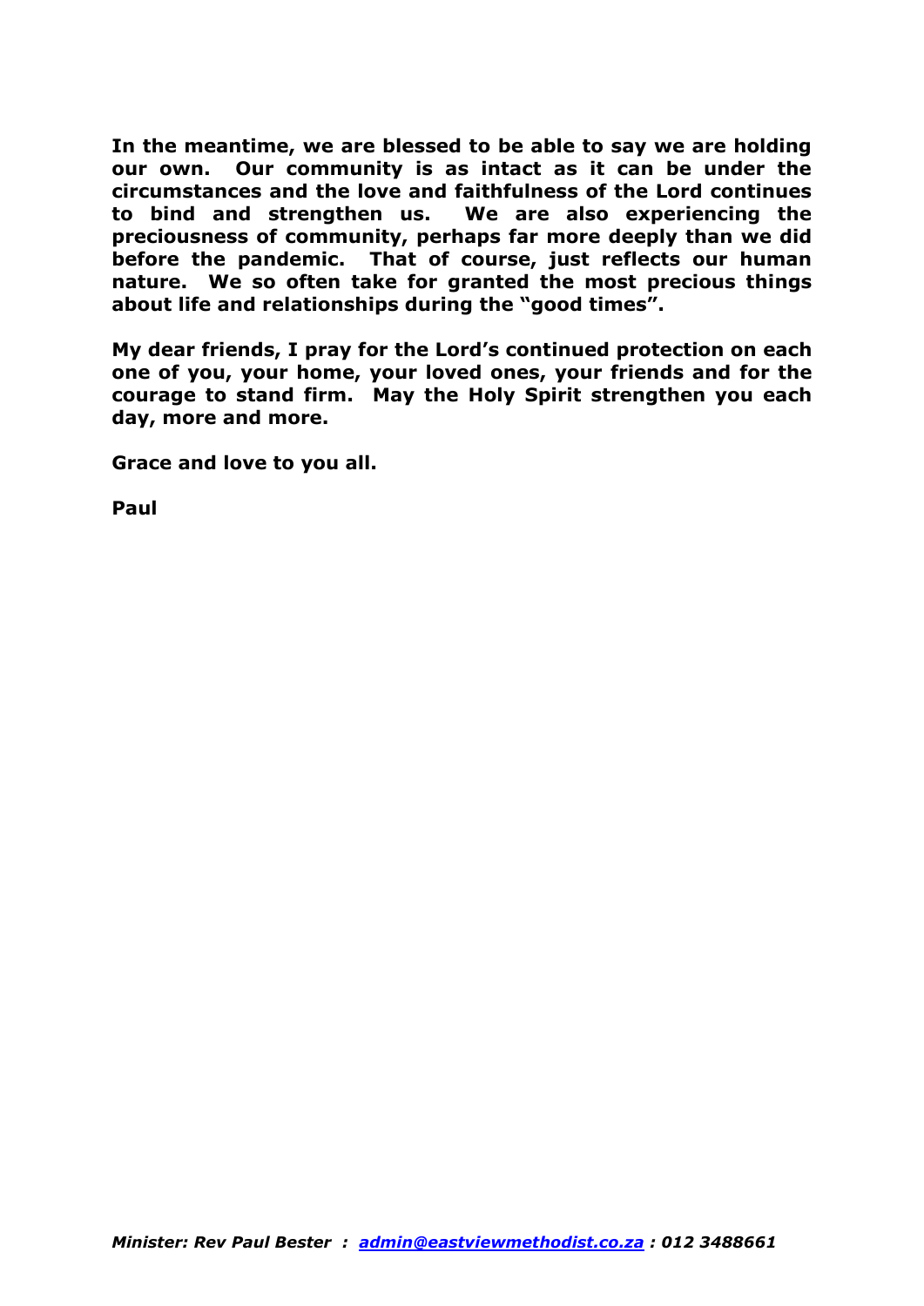**In the meantime, we are blessed to be able to say we are holding our own. Our community is as intact as it can be under the circumstances and the love and faithfulness of the Lord continues to bind and strengthen us. We are also experiencing the preciousness of community, perhaps far more deeply than we did before the pandemic. That of course, just reflects our human nature. We so often take for granted the most precious things about life and relationships during the "good times".**

**My dear friends, I pray for the Lord's continued protection on each one of you, your home, your loved ones, your friends and for the courage to stand firm. May the Holy Spirit strengthen you each day, more and more.**

**Grace and love to you all.**

**Paul**